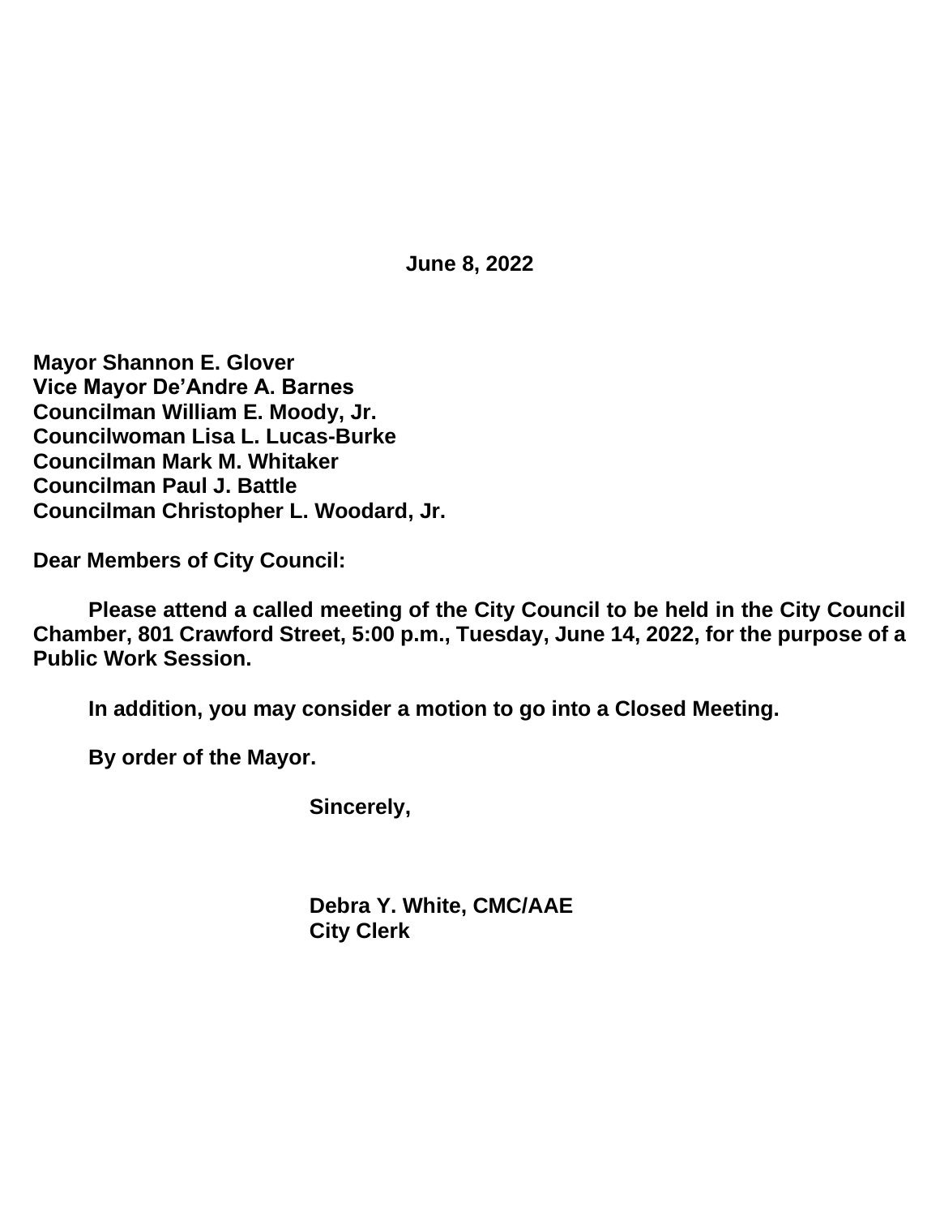**June 8, 2022**

**Mayor Shannon E. Glover**
**Vice Mayor De'Andre A. Barnes**
**Councilman William E. Moody, Jr.**
**Councilwoman Lisa L. Lucas-Burke**
**Councilman Mark M. Whitaker**
**Councilman Paul J. Battle**
**Councilman Christopher L. Woodard, Jr.**

**Dear Members of City Council:**

**Please attend a called meeting of the City Council to be held in the City Council Chamber, 801 Crawford Street, 5:00 p.m., Tuesday, June 14, 2022, for the purpose of a Public Work Session.**

**In addition, you may consider a motion to go into a Closed Meeting.**

**By order of the Mayor.**

**Sincerely,**

**Debra Y. White, CMC/AAE**
**City Clerk**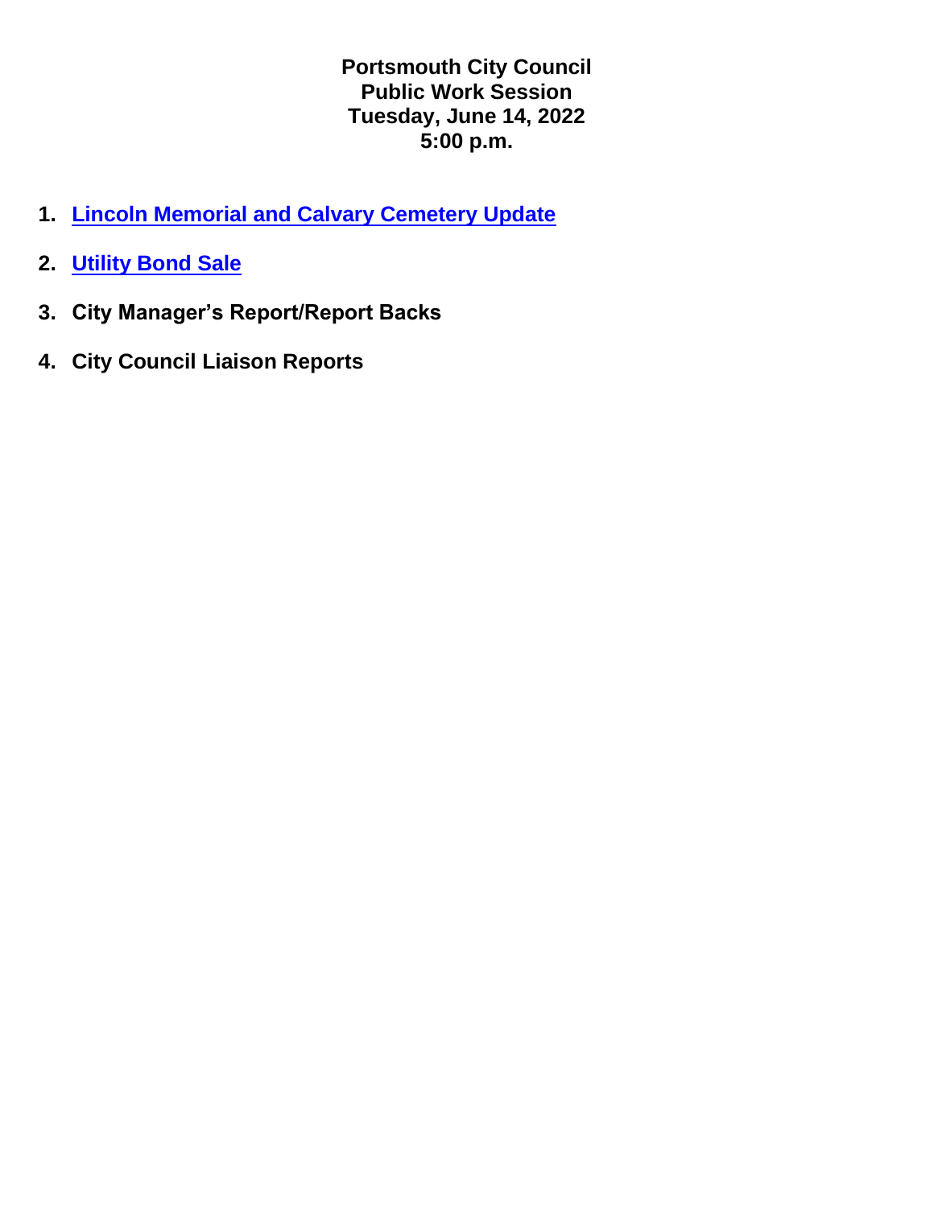# Portsmouth City Council
## Public Work Session
## Tuesday, June 14, 2022
## 5:00 p.m.

1. **Lincoln Memorial and Calvary Cemetery Update**

2. **Utility Bond Sale**

3. **City Manager's Report/Report Backs**

4. **City Council Liaison Reports**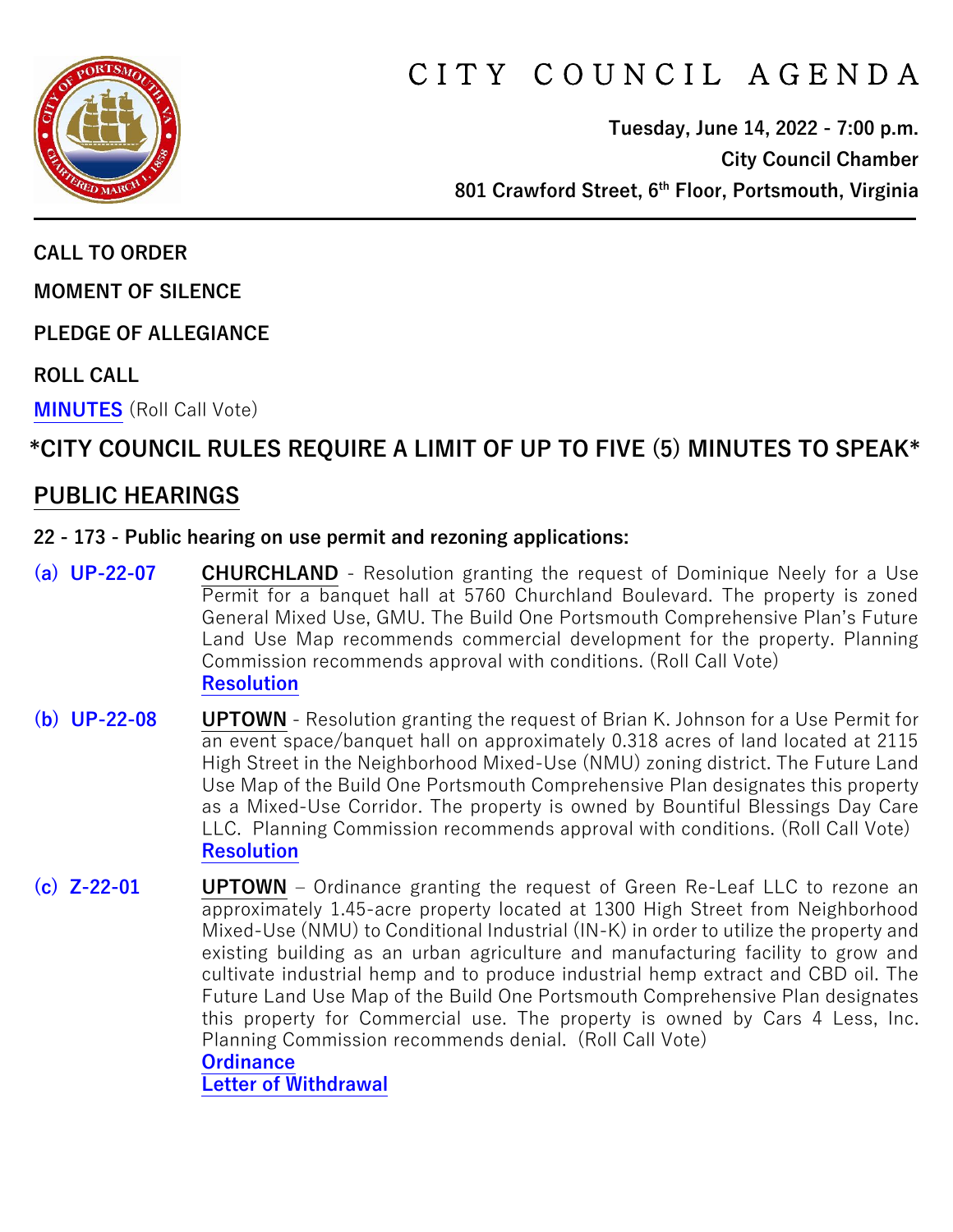# CITY COUNCIL AGENDA

**Tuesday, June 14, 2022 - 7:00 p.m.**
**City Council Chamber**
**801 Crawford Street, 6th Floor, Portsmouth, Virginia**

---

**CALL TO ORDER**

**MOMENT OF SILENCE**

**PLEDGE OF ALLEGIANCE**

**ROLL CALL**

**MINUTES** (Roll Call Vote)

## *CITY COUNCIL RULES REQUIRE A LIMIT OF UP TO FIVE (5) MINUTES TO SPEAK*

## PUBLIC HEARINGS

**22 - 173 - Public hearing on use permit and rezoning applications:**

**(a) UP-22-07** — **CHURCHLAND** - Resolution granting the request of Dominique Neely for a Use Permit for a banquet hall at 5760 Churchland Boulevard. The property is zoned General Mixed Use, GMU. The Build One Portsmouth Comprehensive Plan's Future Land Use Map recommends commercial development for the property. Planning Commission recommends approval with conditions. (Roll Call Vote)
**Resolution**

**(b) UP-22-08** — **UPTOWN** - Resolution granting the request of Brian K. Johnson for a Use Permit for an event space/banquet hall on approximately 0.318 acres of land located at 2115 High Street in the Neighborhood Mixed-Use (NMU) zoning district. The Future Land Use Map of the Build One Portsmouth Comprehensive Plan designates this property as a Mixed-Use Corridor. The property is owned by Bountiful Blessings Day Care LLC. Planning Commission recommends approval with conditions. (Roll Call Vote)
**Resolution**

**(c) Z-22-01** — **UPTOWN** – Ordinance granting the request of Green Re-Leaf LLC to rezone an approximately 1.45-acre property located at 1300 High Street from Neighborhood Mixed-Use (NMU) to Conditional Industrial (IN-K) in order to utilize the property and existing building as an urban agriculture and manufacturing facility to grow and cultivate industrial hemp and to produce industrial hemp extract and CBD oil. The Future Land Use Map of the Build One Portsmouth Comprehensive Plan designates this property for Commercial use. The property is owned by Cars 4 Less, Inc. Planning Commission recommends denial. (Roll Call Vote)
**Ordinance**
**Letter of Withdrawal**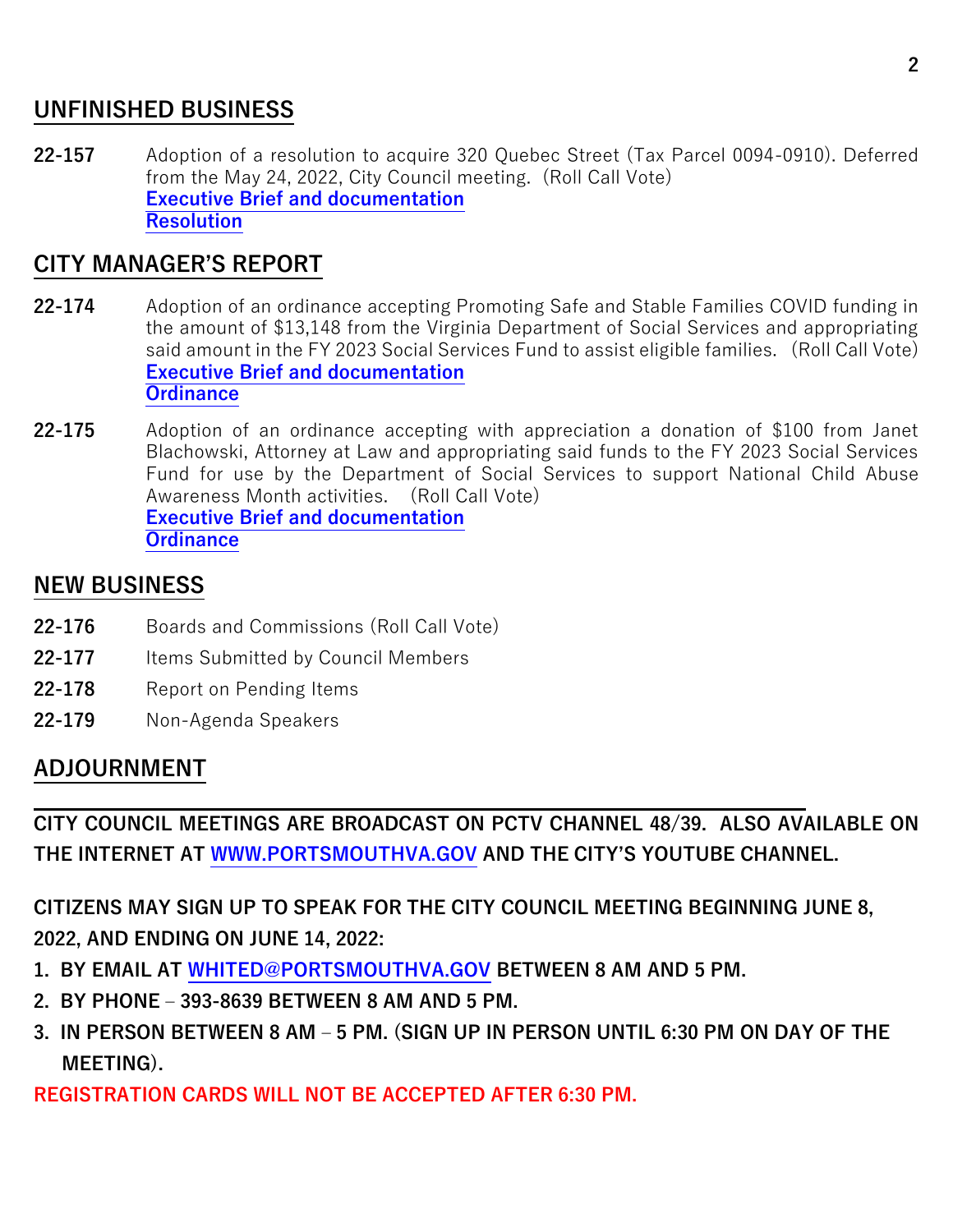## UNFINISHED BUSINESS

**22-157** Adoption of a resolution to acquire 320 Quebec Street (Tax Parcel 0094-0910). Deferred from the May 24, 2022, City Council meeting. (Roll Call Vote)
**Executive Brief and documentation**
**Resolution**

## CITY MANAGER'S REPORT

**22-174** Adoption of an ordinance accepting Promoting Safe and Stable Families COVID funding in the amount of $13,148 from the Virginia Department of Social Services and appropriating said amount in the FY 2023 Social Services Fund to assist eligible families. (Roll Call Vote)
**Executive Brief and documentation**
**Ordinance**

**22-175** Adoption of an ordinance accepting with appreciation a donation of $100 from Janet Blachowski, Attorney at Law and appropriating said funds to the FY 2023 Social Services Fund for use by the Department of Social Services to support National Child Abuse Awareness Month activities. (Roll Call Vote)
**Executive Brief and documentation**
**Ordinance**

## NEW BUSINESS

**22-176** Boards and Commissions (Roll Call Vote)

**22-177** Items Submitted by Council Members

**22-178** Report on Pending Items

**22-179** Non-Agenda Speakers

## ADJOURNMENT

---

**CITY COUNCIL MEETINGS ARE BROADCAST ON PCTV CHANNEL 48/39. ALSO AVAILABLE ON THE INTERNET AT WWW.PORTSMOUTHVA.GOV AND THE CITY'S YOUTUBE CHANNEL.**

**CITIZENS MAY SIGN UP TO SPEAK FOR THE CITY COUNCIL MEETING BEGINNING JUNE 8, 2022, AND ENDING ON JUNE 14, 2022:**

1. **BY EMAIL AT WHITED@PORTSMOUTHVA.GOV BETWEEN 8 AM AND 5 PM.**
2. **BY PHONE – 393-8639 BETWEEN 8 AM AND 5 PM.**
3. **IN PERSON BETWEEN 8 AM – 5 PM. (SIGN UP IN PERSON UNTIL 6:30 PM ON DAY OF THE MEETING).**

**REGISTRATION CARDS WILL NOT BE ACCEPTED AFTER 6:30 PM.**